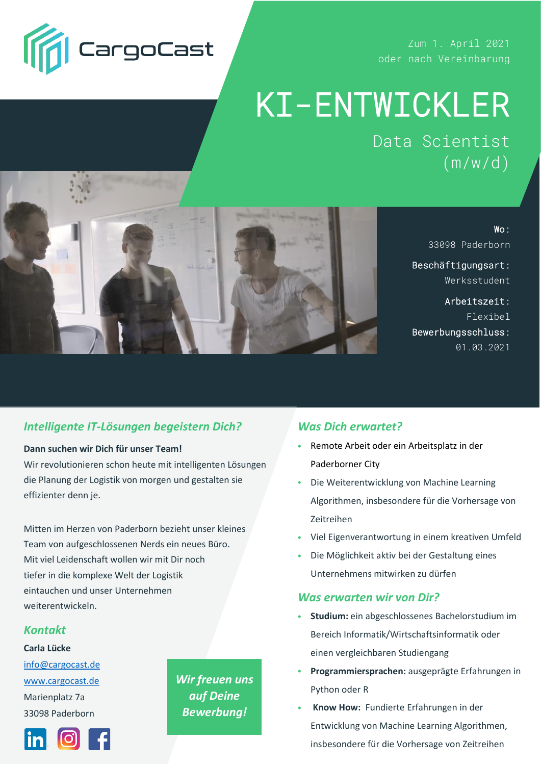CargoCast

Zum 1. April 2021
oder nach Vereinbarung

# KI-ENTWICKLER

## Data Scientist (m/w/d)

**Wo:**
33098 Paderborn

**Beschäftigungsart:**
Werksstudent

**Arbeitszeit:**
Flexibel

**Bewerbungsschluss:**
01.03.2021

### *Intelligente IT-Lösungen begeistern Dich?*

**Dann suchen wir Dich für unser Team!**
Wir revolutionieren schon heute mit intelligenten Lösungen die Planung der Logistik von morgen und gestalten sie effizienter denn je.

Mitten im Herzen von Paderborn bezieht unser kleines Team von aufgeschlossenen Nerds ein neues Büro. Mit viel Leidenschaft wollen wir mit Dir noch tiefer in die komplexe Welt der Logistik eintauchen und unser Unternehmen weiterentwickeln.

### *Kontakt*

**Carla Lücke**
info@cargocast.de
www.cargocast.de
Marienplatz 7a
33098 Paderborn

***Wir freuen uns auf Deine Bewerbung!***

### *Was Dich erwartet?*

- Remote Arbeit oder ein Arbeitsplatz in der Paderborner City
- Die Weiterentwicklung von Machine Learning Algorithmen, insbesondere für die Vorhersage von Zeitreihen
- Viel Eigenverantwortung in einem kreativen Umfeld
- Die Möglichkeit aktiv bei der Gestaltung eines Unternehmens mitwirken zu dürfen

### *Was erwarten wir von Dir?*

- **Studium:** ein abgeschlossenes Bachelorstudium im Bereich Informatik/Wirtschaftsinformatik oder einen vergleichbaren Studiengang
- **Programmiersprachen:** ausgeprägte Erfahrungen in Python oder R
- **Know How:** Fundierte Erfahrungen in der Entwicklung von Machine Learning Algorithmen, insbesondere für die Vorhersage von Zeitreihen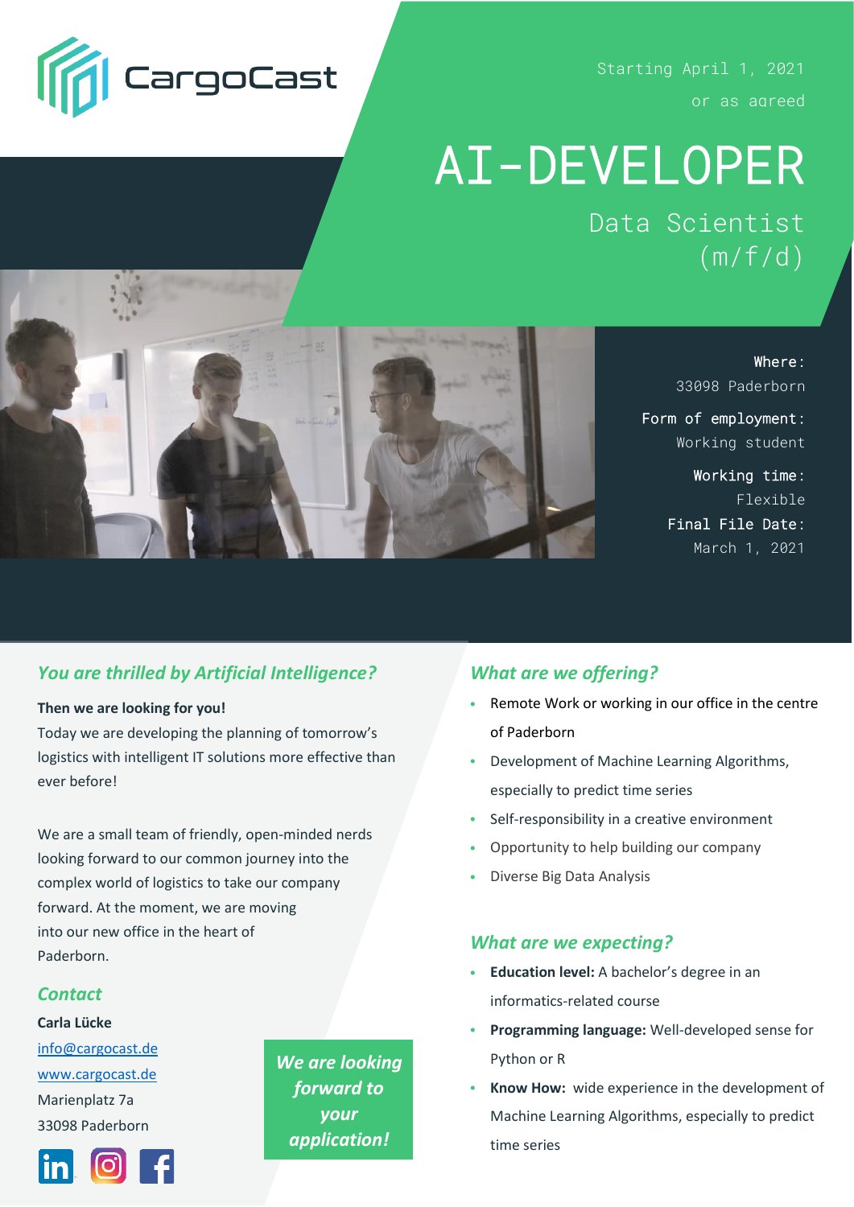CargoCast

Starting April 1, 2021

or as agreed

# AI-DEVELOPER

## Data Scientist (m/f/d)

**Where:**
33098 Paderborn

**Form of employment:**
Working student

**Working time:**
Flexible

**Final File Date:**
March 1, 2021

### *You are thrilled by Artificial Intelligence?*

**Then we are looking for you!**

Today we are developing the planning of tomorrow's logistics with intelligent IT solutions more effective than ever before!

We are a small team of friendly, open-minded nerds looking forward to our common journey into the complex world of logistics to take our company forward. At the moment, we are moving into our new office in the heart of Paderborn.

### *Contact*

**Carla Lücke**

info@cargocast.de

www.cargocast.de

Marienplatz 7a

33098 Paderborn

***We are looking forward to your application!***

### *What are we offering?*

- Remote Work or working in our office in the centre of Paderborn
- Development of Machine Learning Algorithms, especially to predict time series
- Self-responsibility in a creative environment
- Opportunity to help building our company
- Diverse Big Data Analysis

### *What are we expecting?*

- **Education level:** A bachelor's degree in an informatics-related course
- **Programming language:** Well-developed sense for Python or R
- **Know How:** wide experience in the development of Machine Learning Algorithms, especially to predict time series